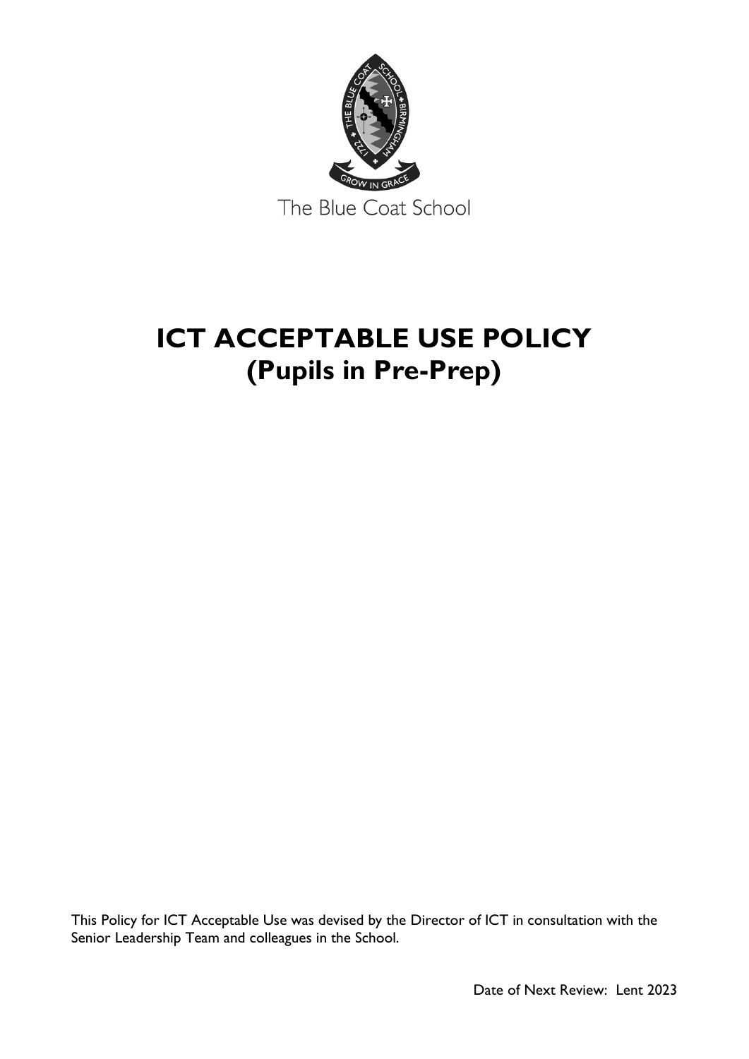The Blue Coat School

# ICT ACCEPTABLE USE POLICY
# (Pupils in Pre-Prep)

This Policy for ICT Acceptable Use was devised by the Director of ICT in consultation with the Senior Leadership Team and colleagues in the School.

Date of Next Review: Lent 2023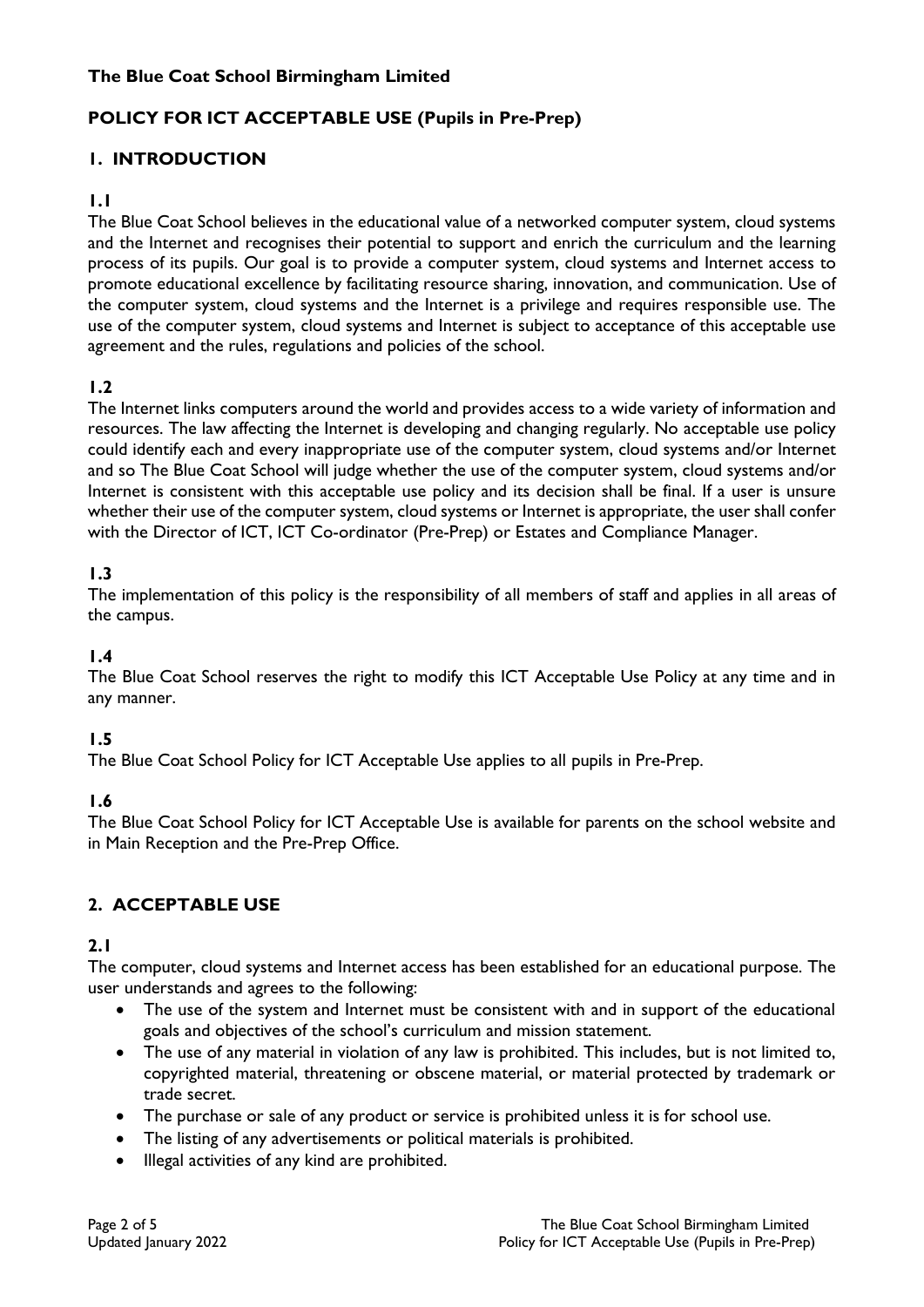**The Blue Coat School Birmingham Limited**

## POLICY FOR ICT ACCEPTABLE USE (Pupils in Pre-Prep)

## 1. INTRODUCTION

### 1.1

The Blue Coat School believes in the educational value of a networked computer system, cloud systems and the Internet and recognises their potential to support and enrich the curriculum and the learning process of its pupils. Our goal is to provide a computer system, cloud systems and Internet access to promote educational excellence by facilitating resource sharing, innovation, and communication. Use of the computer system, cloud systems and the Internet is a privilege and requires responsible use. The use of the computer system, cloud systems and Internet is subject to acceptance of this acceptable use agreement and the rules, regulations and policies of the school.

### 1.2

The Internet links computers around the world and provides access to a wide variety of information and resources. The law affecting the Internet is developing and changing regularly. No acceptable use policy could identify each and every inappropriate use of the computer system, cloud systems and/or Internet and so The Blue Coat School will judge whether the use of the computer system, cloud systems and/or Internet is consistent with this acceptable use policy and its decision shall be final. If a user is unsure whether their use of the computer system, cloud systems or Internet is appropriate, the user shall confer with the Director of ICT, ICT Co-ordinator (Pre-Prep) or Estates and Compliance Manager.

### 1.3

The implementation of this policy is the responsibility of all members of staff and applies in all areas of the campus.

### 1.4

The Blue Coat School reserves the right to modify this ICT Acceptable Use Policy at any time and in any manner.

### 1.5

The Blue Coat School Policy for ICT Acceptable Use applies to all pupils in Pre-Prep.

### 1.6

The Blue Coat School Policy for ICT Acceptable Use is available for parents on the school website and in Main Reception and the Pre-Prep Office.

## 2. ACCEPTABLE USE

### 2.1

The computer, cloud systems and Internet access has been established for an educational purpose. The user understands and agrees to the following:

- The use of the system and Internet must be consistent with and in support of the educational goals and objectives of the school's curriculum and mission statement.
- The use of any material in violation of any law is prohibited. This includes, but is not limited to, copyrighted material, threatening or obscene material, or material protected by trademark or trade secret.
- The purchase or sale of any product or service is prohibited unless it is for school use.
- The listing of any advertisements or political materials is prohibited.
- Illegal activities of any kind are prohibited.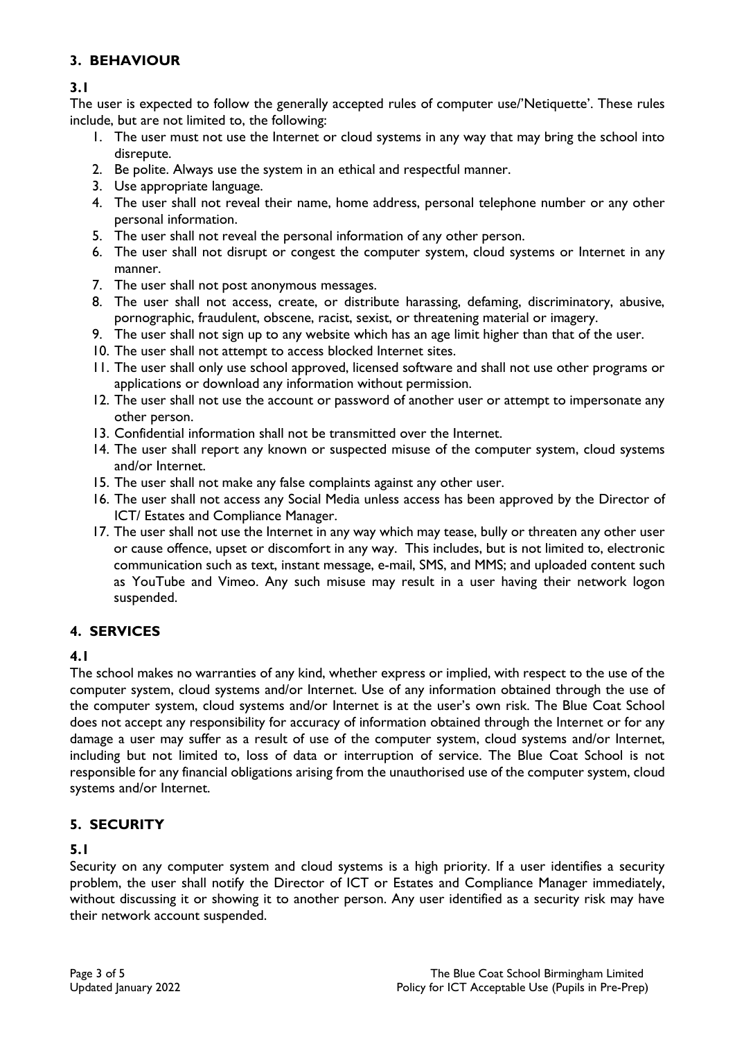## 3. BEHAVIOUR

### 3.1

The user is expected to follow the generally accepted rules of computer use/'Netiquette'. These rules include, but are not limited to, the following:

1. The user must not use the Internet or cloud systems in any way that may bring the school into disrepute.
2. Be polite. Always use the system in an ethical and respectful manner.
3. Use appropriate language.
4. The user shall not reveal their name, home address, personal telephone number or any other personal information.
5. The user shall not reveal the personal information of any other person.
6. The user shall not disrupt or congest the computer system, cloud systems or Internet in any manner.
7. The user shall not post anonymous messages.
8. The user shall not access, create, or distribute harassing, defaming, discriminatory, abusive, pornographic, fraudulent, obscene, racist, sexist, or threatening material or imagery.
9. The user shall not sign up to any website which has an age limit higher than that of the user.
10. The user shall not attempt to access blocked Internet sites.
11. The user shall only use school approved, licensed software and shall not use other programs or applications or download any information without permission.
12. The user shall not use the account or password of another user or attempt to impersonate any other person.
13. Confidential information shall not be transmitted over the Internet.
14. The user shall report any known or suspected misuse of the computer system, cloud systems and/or Internet.
15. The user shall not make any false complaints against any other user.
16. The user shall not access any Social Media unless access has been approved by the Director of ICT/ Estates and Compliance Manager.
17. The user shall not use the Internet in any way which may tease, bully or threaten any other user or cause offence, upset or discomfort in any way. This includes, but is not limited to, electronic communication such as text, instant message, e-mail, SMS, and MMS; and uploaded content such as YouTube and Vimeo. Any such misuse may result in a user having their network logon suspended.

## 4. SERVICES

### 4.1

The school makes no warranties of any kind, whether express or implied, with respect to the use of the computer system, cloud systems and/or Internet. Use of any information obtained through the use of the computer system, cloud systems and/or Internet is at the user's own risk. The Blue Coat School does not accept any responsibility for accuracy of information obtained through the Internet or for any damage a user may suffer as a result of use of the computer system, cloud systems and/or Internet, including but not limited to, loss of data or interruption of service. The Blue Coat School is not responsible for any financial obligations arising from the unauthorised use of the computer system, cloud systems and/or Internet.

## 5. SECURITY

### 5.1

Security on any computer system and cloud systems is a high priority. If a user identifies a security problem, the user shall notify the Director of ICT or Estates and Compliance Manager immediately, without discussing it or showing it to another person. Any user identified as a security risk may have their network account suspended.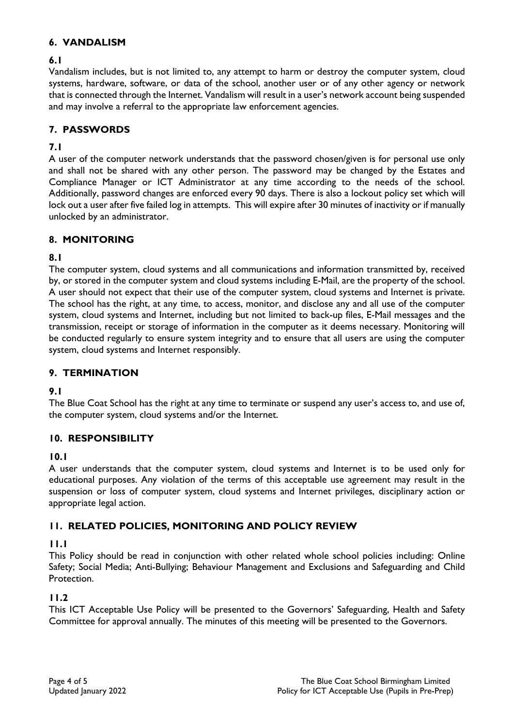## 6. VANDALISM

### 6.1

Vandalism includes, but is not limited to, any attempt to harm or destroy the computer system, cloud systems, hardware, software, or data of the school, another user or of any other agency or network that is connected through the Internet. Vandalism will result in a user's network account being suspended and may involve a referral to the appropriate law enforcement agencies.

## 7. PASSWORDS

### 7.1

A user of the computer network understands that the password chosen/given is for personal use only and shall not be shared with any other person. The password may be changed by the Estates and Compliance Manager or ICT Administrator at any time according to the needs of the school. Additionally, password changes are enforced every 90 days. There is also a lockout policy set which will lock out a user after five failed log in attempts. This will expire after 30 minutes of inactivity or if manually unlocked by an administrator.

## 8. MONITORING

### 8.1

The computer system, cloud systems and all communications and information transmitted by, received by, or stored in the computer system and cloud systems including E-Mail, are the property of the school. A user should not expect that their use of the computer system, cloud systems and Internet is private. The school has the right, at any time, to access, monitor, and disclose any and all use of the computer system, cloud systems and Internet, including but not limited to back-up files, E-Mail messages and the transmission, receipt or storage of information in the computer as it deems necessary. Monitoring will be conducted regularly to ensure system integrity and to ensure that all users are using the computer system, cloud systems and Internet responsibly.

## 9. TERMINATION

### 9.1

The Blue Coat School has the right at any time to terminate or suspend any user's access to, and use of, the computer system, cloud systems and/or the Internet.

## 10. RESPONSIBILITY

### 10.1

A user understands that the computer system, cloud systems and Internet is to be used only for educational purposes. Any violation of the terms of this acceptable use agreement may result in the suspension or loss of computer system, cloud systems and Internet privileges, disciplinary action or appropriate legal action.

## 11. RELATED POLICIES, MONITORING AND POLICY REVIEW

### 11.1

This Policy should be read in conjunction with other related whole school policies including: Online Safety; Social Media; Anti-Bullying; Behaviour Management and Exclusions and Safeguarding and Child Protection.

### 11.2

This ICT Acceptable Use Policy will be presented to the Governors' Safeguarding, Health and Safety Committee for approval annually. The minutes of this meeting will be presented to the Governors.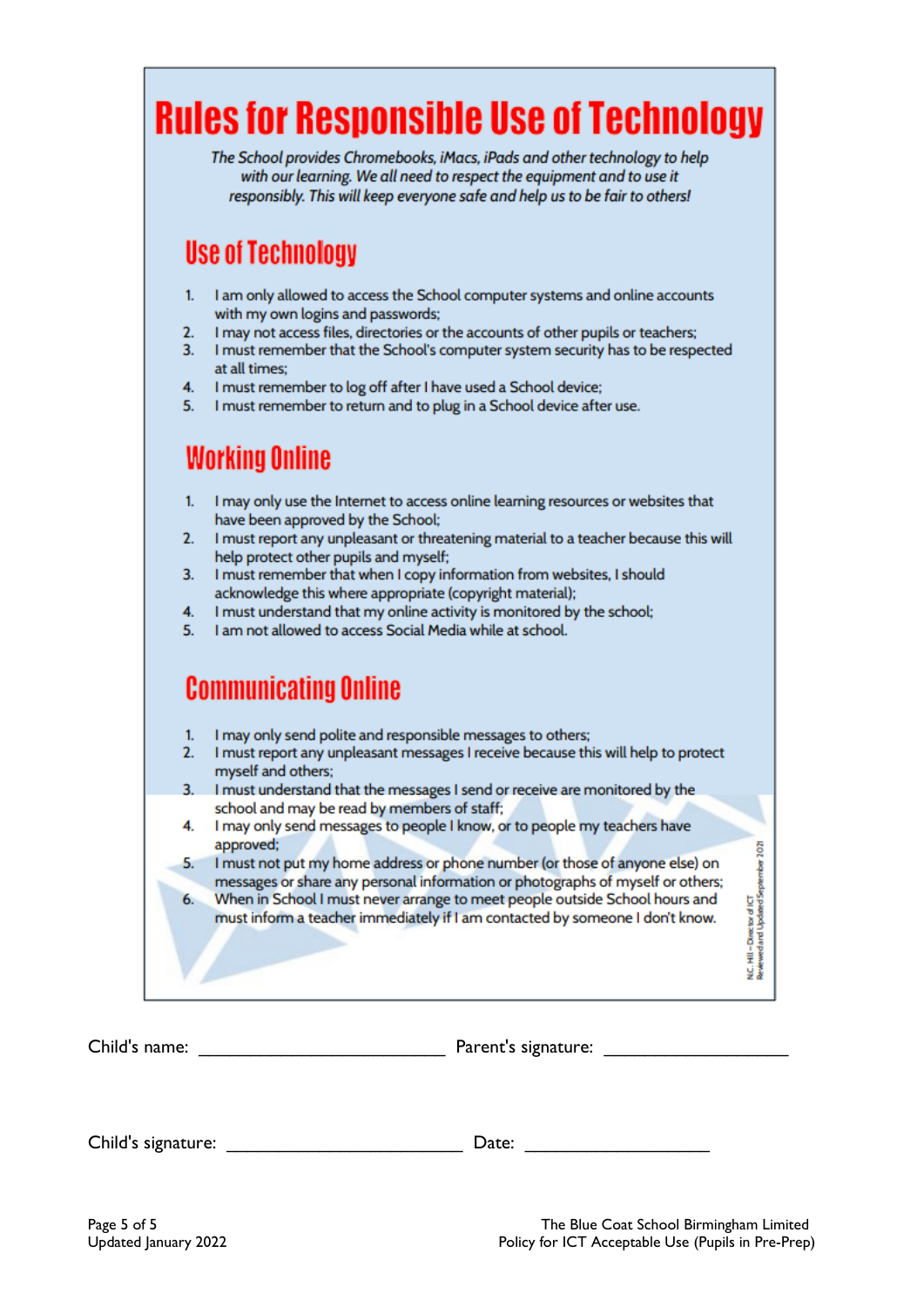# Rules for Responsible Use of Technology

*The School provides Chromebooks, iMacs, iPads and other technology to help with our learning. We all need to respect the equipment and to use it responsibly. This will keep everyone safe and help us to be fair to others!*

## Use of Technology

1. I am only allowed to access the School computer systems and online accounts with my own logins and passwords;
2. I may not access files, directories or the accounts of other pupils or teachers;
3. I must remember that the School's computer system security has to be respected at all times;
4. I must remember to log off after I have used a School device;
5. I must remember to return and to plug in a School device after use.

## Working Online

1. I may only use the Internet to access online learning resources or websites that have been approved by the School;
2. I must report any unpleasant or threatening material to a teacher because this will help protect other pupils and myself;
3. I must remember that when I copy information from websites, I should acknowledge this where appropriate (copyright material);
4. I must understand that my online activity is monitored by the school;
5. I am not allowed to access Social Media while at school.

## Communicating Online

1. I may only send polite and responsible messages to others;
2. I must report any unpleasant messages I receive because this will help to protect myself and others;
3. I must understand that the messages I send or receive are monitored by the school and may be read by members of staff;
4. I may only send messages to people I know, or to people my teachers have approved;
5. I must not put my home address or phone number (or those of anyone else) on messages or share any personal information or photographs of myself or others;
6. When in School I must never arrange to meet people outside School hours and must inform a teacher immediately if I am contacted by someone I don't know.

N.C. Hill – Director of ICT
Reviewed and Updated September 2021

Child's name: ________________________ Parent's signature: ____________________

Child's signature: ________________________ Date: ____________________